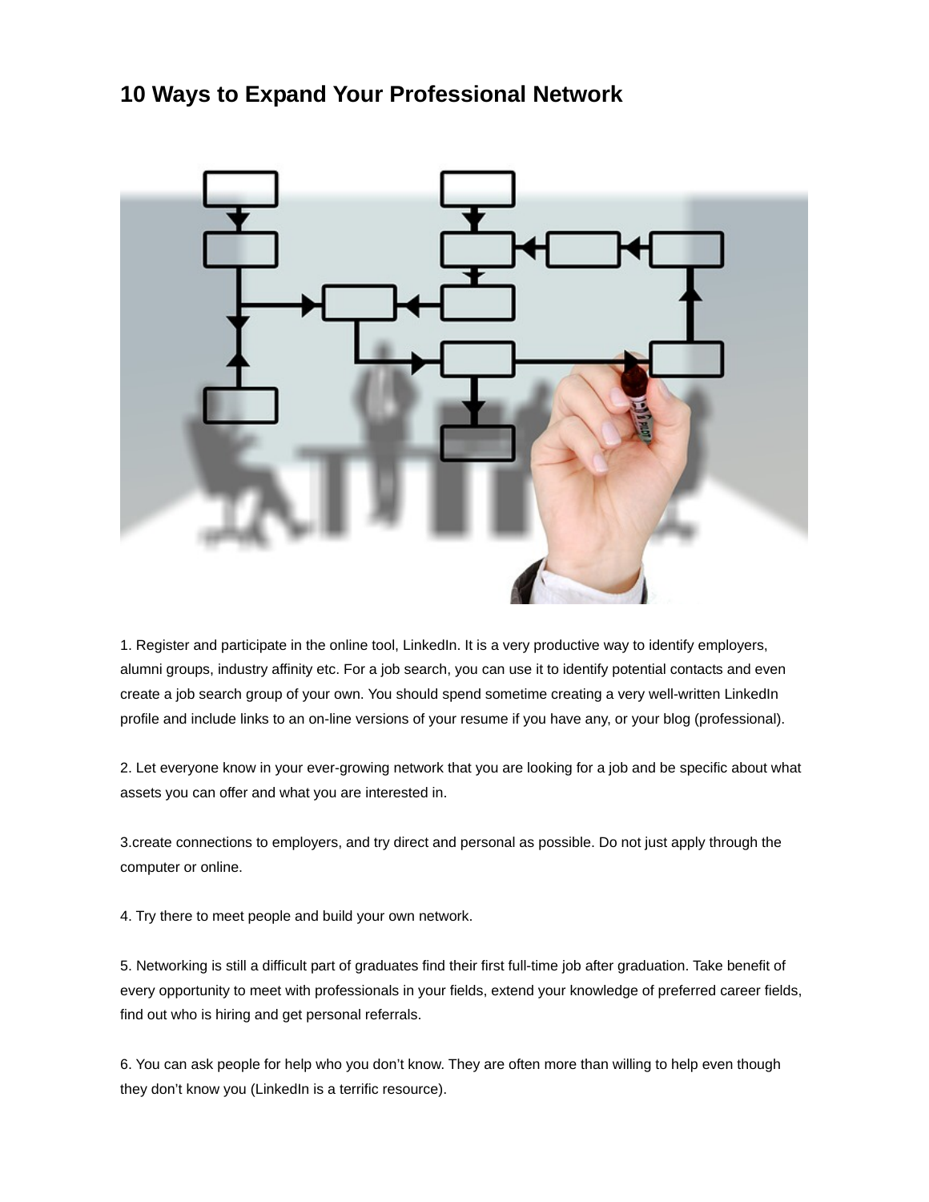# 10 Ways to Expand Your Professional Network

1. Register and participate in the online tool, LinkedIn. It is a very productive way to identify employers, alumni groups, industry affinity etc. For a job search, you can use it to identify potential contacts and even create a job search group of your own. You should spend sometime creating a very well-written LinkedIn profile and include links to an on-line versions of your resume if you have any, or your blog (professional).

2. Let everyone know in your ever-growing network that you are looking for a job and be specific about what assets you can offer and what you are interested in.

3.create connections to employers, and try direct and personal as possible. Do not just apply through the computer or online.

4. Try there to meet people and build your own network.

5. Networking is still a difficult part of graduates find their first full-time job after graduation. Take benefit of every opportunity to meet with professionals in your fields, extend your knowledge of preferred career fields, find out who is hiring and get personal referrals.

6. You can ask people for help who you don't know. They are often more than willing to help even though they don't know you (LinkedIn is a terrific resource).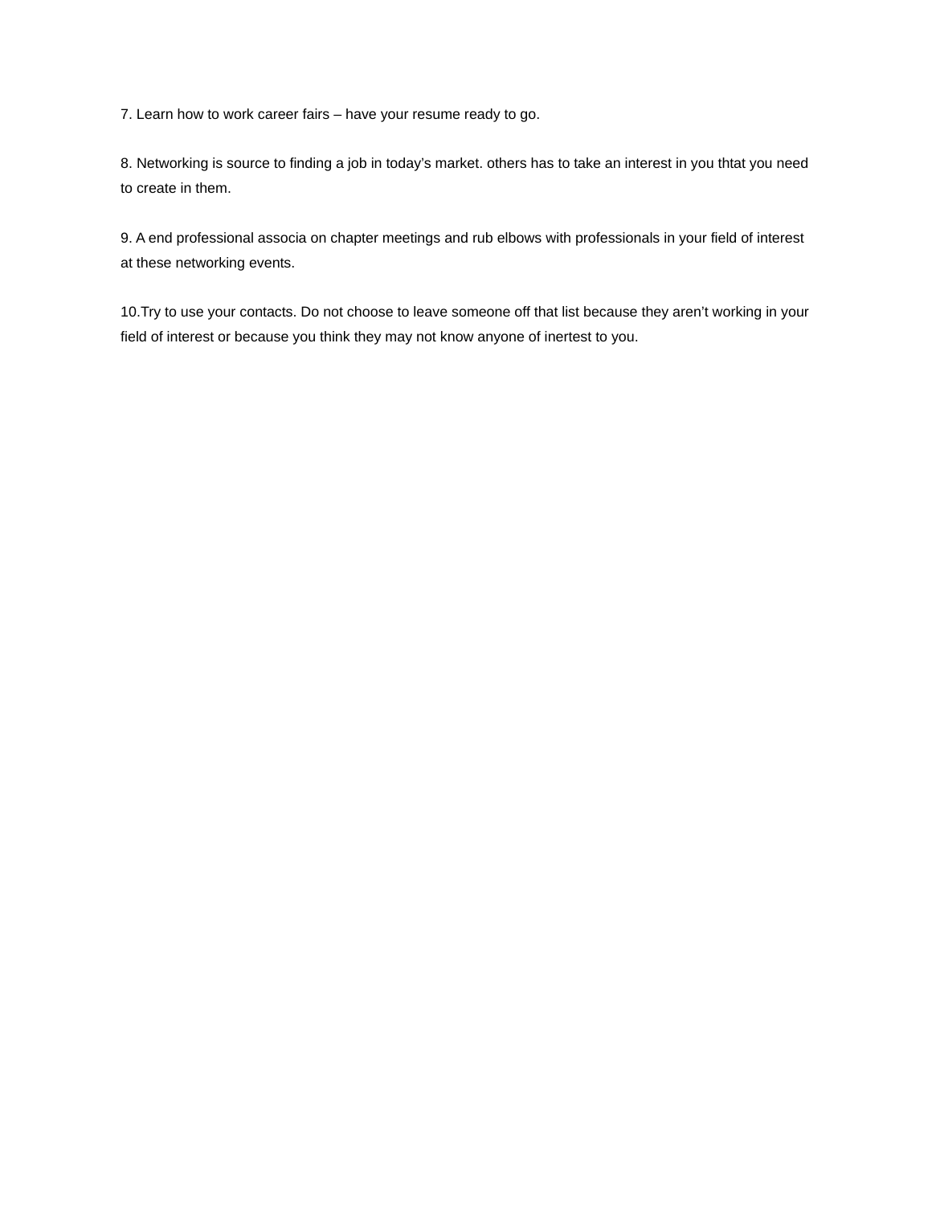7. Learn how to work career fairs – have your resume ready to go.

8. Networking is source to finding a job in today's market. others has to take an interest in you thtat you need to create in them.

9. A end professional associa on chapter meetings and rub elbows with professionals in your field of interest at these networking events.

10.Try to use your contacts. Do not choose to leave someone off that list because they aren't working in your field of interest or because you think they may not know anyone of inertest to you.